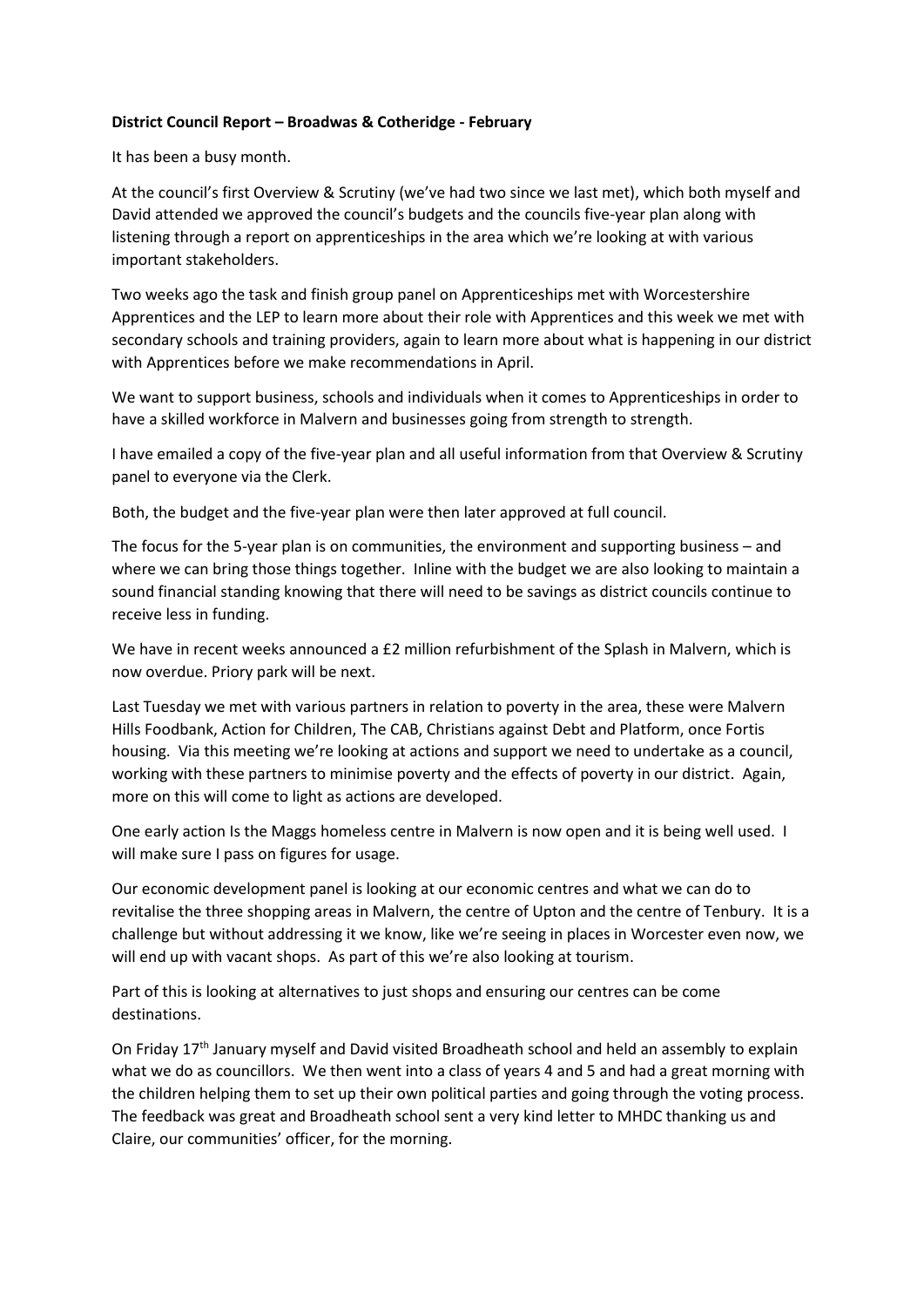**District Council Report – Broadwas & Cotheridge - February**

It has been a busy month.

At the council's first Overview & Scrutiny (we've had two since we last met), which both myself and David attended we approved the council's budgets and the councils five-year plan along with listening through a report on apprenticeships in the area which we're looking at with various important stakeholders.

Two weeks ago the task and finish group panel on Apprenticeships met with Worcestershire Apprentices and the LEP to learn more about their role with Apprentices and this week we met with secondary schools and training providers, again to learn more about what is happening in our district with Apprentices before we make recommendations in April.

We want to support business, schools and individuals when it comes to Apprenticeships in order to have a skilled workforce in Malvern and businesses going from strength to strength.

I have emailed a copy of the five-year plan and all useful information from that Overview & Scrutiny panel to everyone via the Clerk.

Both, the budget and the five-year plan were then later approved at full council.

The focus for the 5-year plan is on communities, the environment and supporting business – and where we can bring those things together. Inline with the budget we are also looking to maintain a sound financial standing knowing that there will need to be savings as district councils continue to receive less in funding.

We have in recent weeks announced a £2 million refurbishment of the Splash in Malvern, which is now overdue. Priory park will be next.

Last Tuesday we met with various partners in relation to poverty in the area, these were Malvern Hills Foodbank, Action for Children, The CAB, Christians against Debt and Platform, once Fortis housing. Via this meeting we're looking at actions and support we need to undertake as a council, working with these partners to minimise poverty and the effects of poverty in our district. Again, more on this will come to light as actions are developed.

One early action Is the Maggs homeless centre in Malvern is now open and it is being well used. I will make sure I pass on figures for usage.

Our economic development panel is looking at our economic centres and what we can do to revitalise the three shopping areas in Malvern, the centre of Upton and the centre of Tenbury. It is a challenge but without addressing it we know, like we're seeing in places in Worcester even now, we will end up with vacant shops. As part of this we're also looking at tourism.

Part of this is looking at alternatives to just shops and ensuring our centres can be come destinations.

On Friday 17th January myself and David visited Broadheath school and held an assembly to explain what we do as councillors. We then went into a class of years 4 and 5 and had a great morning with the children helping them to set up their own political parties and going through the voting process. The feedback was great and Broadheath school sent a very kind letter to MHDC thanking us and Claire, our communities' officer, for the morning.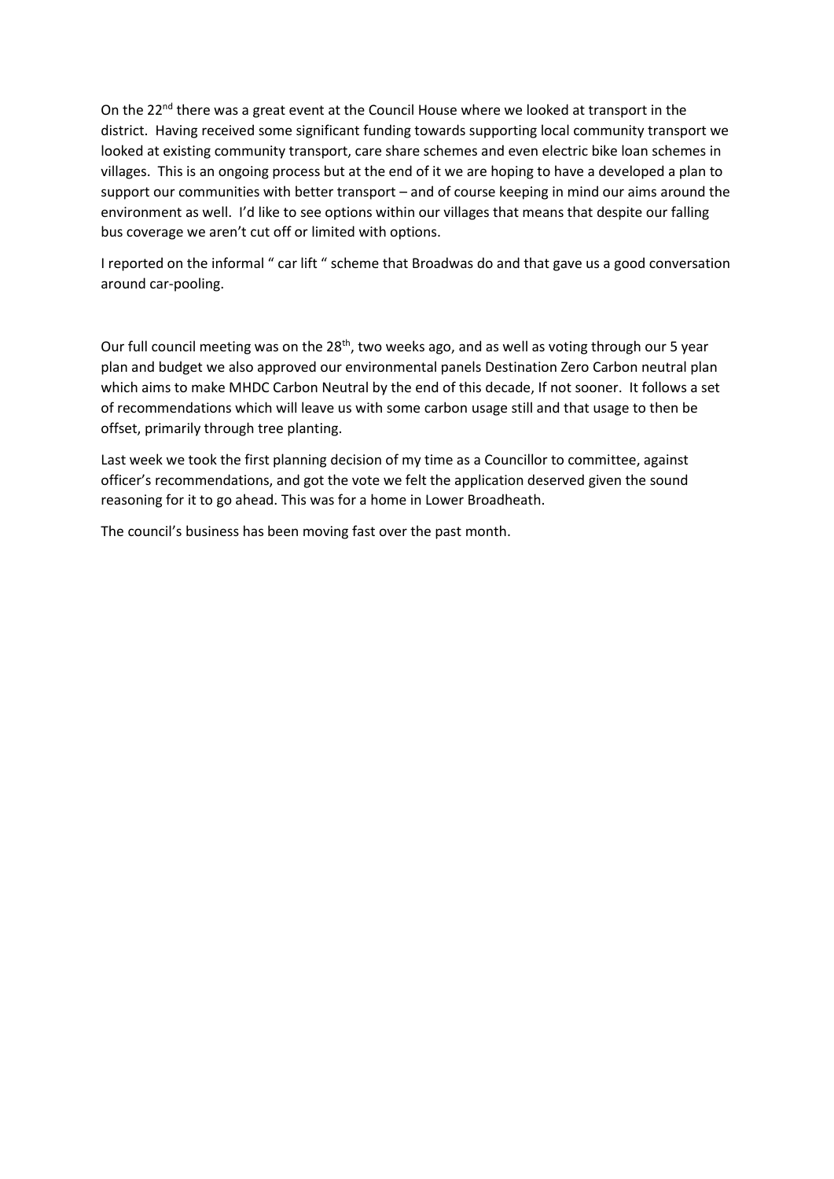On the 22nd there was a great event at the Council House where we looked at transport in the district. Having received some significant funding towards supporting local community transport we looked at existing community transport, care share schemes and even electric bike loan schemes in villages. This is an ongoing process but at the end of it we are hoping to have a developed a plan to support our communities with better transport – and of course keeping in mind our aims around the environment as well. I'd like to see options within our villages that means that despite our falling bus coverage we aren't cut off or limited with options.

I reported on the informal " car lift " scheme that Broadwas do and that gave us a good conversation around car-pooling.

Our full council meeting was on the 28th, two weeks ago, and as well as voting through our 5 year plan and budget we also approved our environmental panels Destination Zero Carbon neutral plan which aims to make MHDC Carbon Neutral by the end of this decade, If not sooner. It follows a set of recommendations which will leave us with some carbon usage still and that usage to then be offset, primarily through tree planting.

Last week we took the first planning decision of my time as a Councillor to committee, against officer's recommendations, and got the vote we felt the application deserved given the sound reasoning for it to go ahead. This was for a home in Lower Broadheath.

The council's business has been moving fast over the past month.